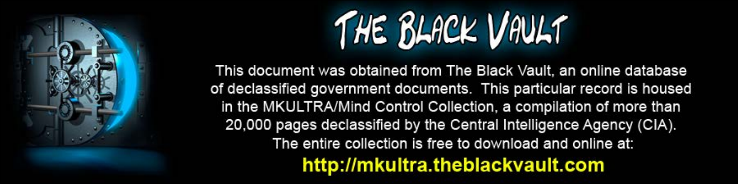# THE BLACK VAULT

This document was obtained from The Black Vault, an online database of declassified government documents. This particular record is housed in the MKULTRA/Mind Control Collection, a compilation of more than 20,000 pages declassified by the Central Intelligence Agency (CIA). The entire collection is free to download and online at:

**http://mkultra.theblackvault.com**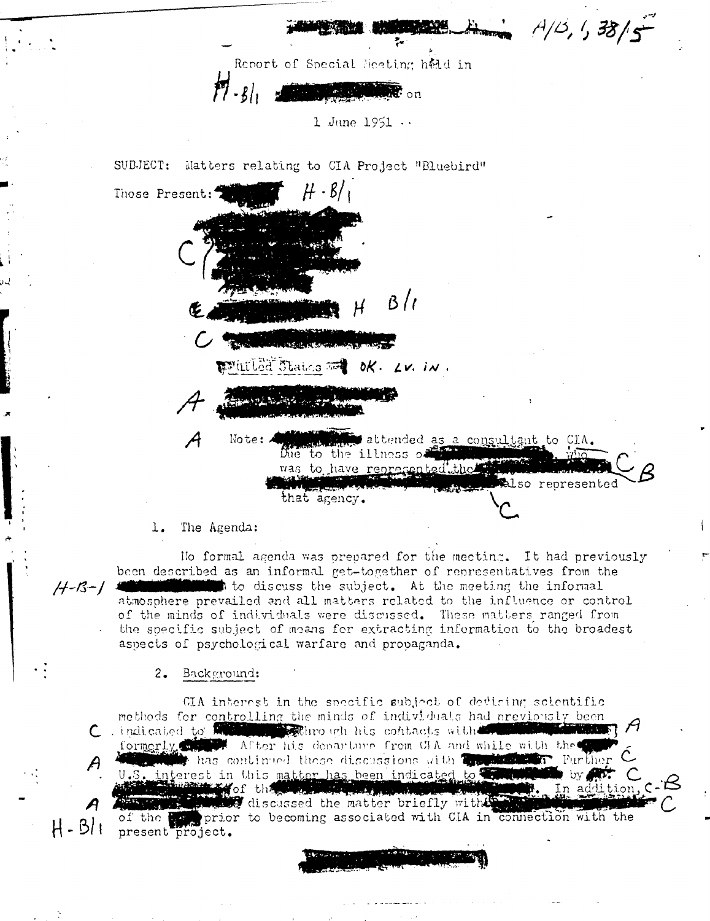A/B, 1, 38/5

Report of Special Meeting held in

H-B/1 on

1 June 1951

SUBJECT: Matters relating to CIA Project "Bluebird"

Those Present: H-B/1

C

C H B/1

C

United States OK. LV. IN.

A

A Note: attended as a consultant to CIA. Due to the illness of who was to have represented the also represented that agency. C B C

1. The Agenda:

No formal agenda was prepared for the meeting. It had previously been described as an informal get-together of representatives from the H-B-1 to discuss the subject. At the meeting the informal atmosphere prevailed and all matters related to the influence or control of the minds of individuals were discussed. These matters ranged from the specific subject of means for extracting information to the broadest aspects of psychological warfare and propaganda.

2. Background:

CIA interest in the specific subject of devising scientific methods for controlling the minds of individuals had previously been indicated to C through his contacts with A formerly After his departure from CIA and while with the C A has continued these discussions with Further U.S. interest in this matter has been indicated to by C of the In addition, C-B A discussed the matter briefly with C of the H-B/1 prior to becoming associated with CIA in connection with the present project.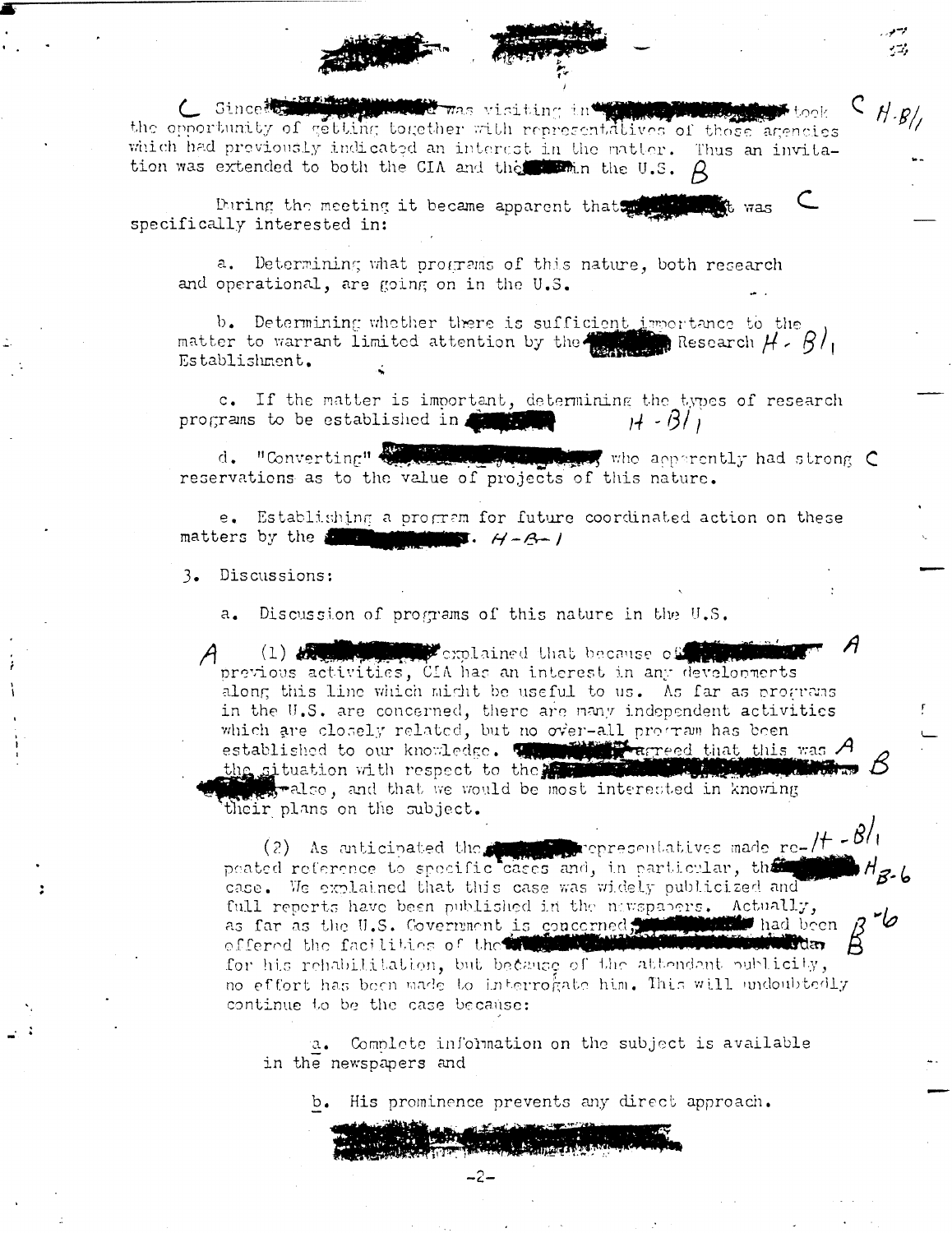C Since [redacted] was visiting in [redacted] took the opportunity of getting together with representatives of those agencies which had previously indicated an interest in the matter. Thus an invitation was extended to both the CIA and the [redacted] in the U.S. B

C H-B/1

During the meeting it became apparent that [redacted] was specifically interested in: C

a. Determining what programs of this nature, both research and operational, are going on in the U.S.

b. Determining whether there is sufficient importance to the matter to warrant limited attention by the [redacted] Research Establishment. H-B/1

c. If the matter is important, determining the types of research programs to be established in [redacted] H-B/1

d. "Converting" [redacted] who apparently had strong reservations as to the value of projects of this nature. C

e. Establishing a program for future coordinated action on these matters by the [redacted]. H-B-1

3. Discussions:

a. Discussion of programs of this nature in the U.S.

A (1) [redacted] explained that because of [redacted] previous activities, CIA has an interest in any developments along this line which might be useful to us. As far as programs in the U.S. are concerned, there are many independent activities which are closely related, but no over-all program has been established to our knowledge. [redacted] agreed that this was the situation with respect to the [redacted] also, and that we would be most interested in knowing their plans on the subject. A A B

(2) As anticipated the [redacted] representatives made repeated reference to specific cases and, in particular, the [redacted] case. We explained that this case was widely publicized and full reports have been published in the newspapers. Actually, as far as the U.S. Government is concerned, [redacted] had been offered the facilities of the [redacted] for his rehabilitation, but because of the attendant publicity, no effort has been made to interrogate him. This will undoubtedly continue to be the case because: H-B/1 H B-6 B-6 B

a. Complete information on the subject is available in the newspapers and

b. His prominence prevents any direct approach.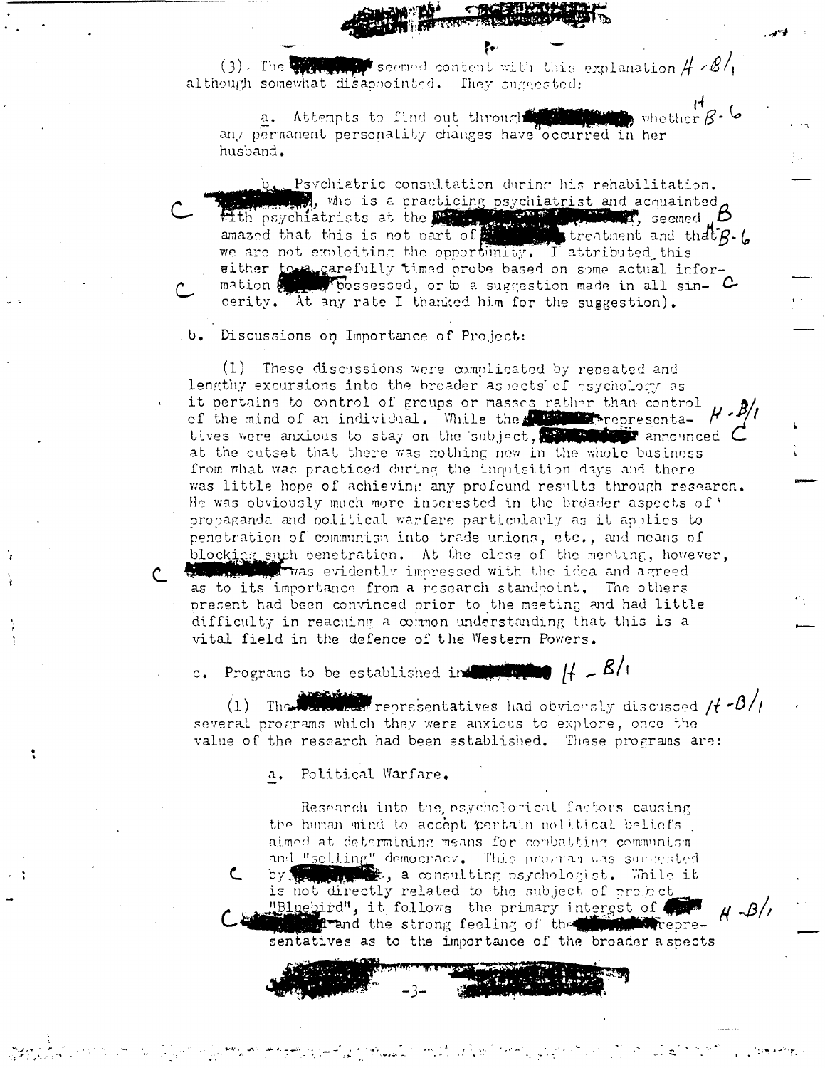(3). The [redacted] seemed content with this explanation H-B/1 although somewhat disappointed. They suggested:

a. Attempts to find out through [redacted] whether H B-6 any permanent personality changes have occurred in her husband.

b. Psychiatric consultation during his rehabilitation. [redacted], who is a practicing psychiatrist and acquainted with psychiatrists at the [redacted], seemed B amazed that this is not part of [redacted] treatment and that H B-6 we are not exploiting the opportunity. I attributed this either to a carefully timed probe based on some actual information [redacted] possessed, or to a suggestion made in all sincerity. At any rate I thanked him for the suggestion).

b. Discussions on Importance of Project:

(1) These discussions were complicated by repeated and lengthy excursions into the broader aspects of psychology as it pertains to control of groups or masses rather than control of the mind of an individual. While the [redacted] representatives were anxious to stay on the subject, [redacted] announced at the outset that there was nothing new in the whole business from what was practiced during the inquisition days and there was little hope of achieving any profound results through research. He was obviously much more interested in the broader aspects of propaganda and political warfare particularly as it applies to penetration of communism into trade unions, etc., and means of blocking such penetration. At the close of the meeting, however, [redacted] was evidently impressed with the idea and agreed as to its importance from a research standpoint. The others present had been convinced prior to the meeting and had little difficulty in reaching a common understanding that this is a vital field in the defence of the Western Powers.

c. Programs to be established in [redacted] H-B/1

(1) The [redacted] representatives had obviously discussed H-B/1 several programs which they were anxious to explore, once the value of the research had been established. These programs are:

a. Political Warfare.

Research into the psychological factors causing the human mind to accept certain political beliefs aimed at determining means for combatting communism and "selling" democracy. This program was suggested by [redacted], a consulting psychologist. While it is not directly related to the subject of project "Bluebird", it follows the primary interest of [redacted] H-B/1 and the strong feeling of the [redacted] representatives as to the importance of the broader aspects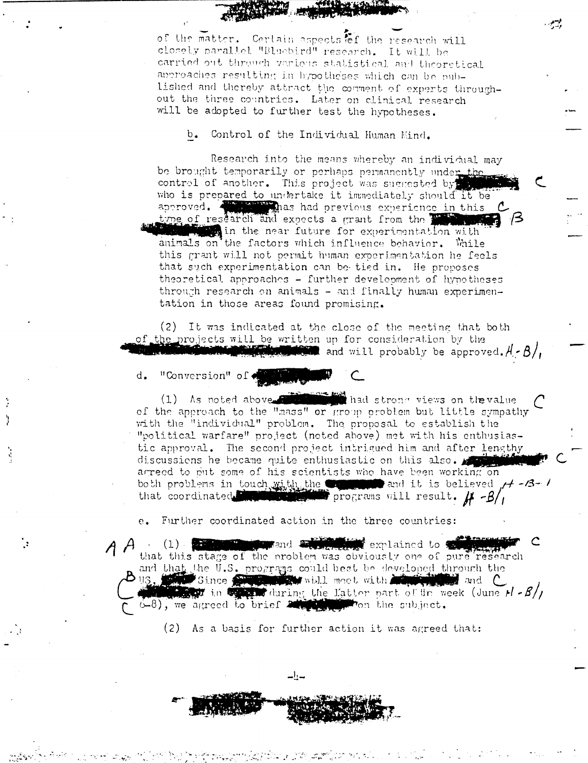of the matter. Certain aspects of the research will closely parallel "Bluebird" research. It will be carried out through various statistical and theoretical approaches resulting in hypotheses which can be published and thereby attract the comment of experts throughout the three countries. Later on clinical research will be adopted to further test the hypotheses.

b. Control of the Individual Human Mind.

Research into the means whereby an individual may be brought temporarily or perhaps permanently under the control of another. This project was suggested by [REDACTED] who is prepared to undertake it immediately should it be approved. [REDACTED] has had previous experience in this type of research and expects a grant from the [REDACTED] in the near future for experimentation with animals on the factors which influence behavior. While this grant will not permit human experimentation he feels that such experimentation can be tied in. He proposes theoretical approaches - further development of hypotheses through research on animals - and finally human experimentation in those areas found promising.

(2) It was indicated at the close of the meeting that both of the projects will be written up for consideration by the [REDACTED] and will probably be approved.

d. "Conversion" of [REDACTED]

(1) As noted above [REDACTED] had strong views on the value of the approach to the "mass" or group problem but little sympathy with the "individual" problem. The proposal to establish the "political warfare" project (noted above) met with his enthusiastic approval. The second project intrigued him and after lengthy discussions he became quite enthusiastic on this also. [REDACTED] agreed to put some of his scientists who have been working on both problems in touch with the [REDACTED] and it is believed that coordinated [REDACTED] programs will result.

e. Further coordinated action in the three countries:

(1) [REDACTED] and [REDACTED] explained to [REDACTED] that this stage of the problem was obviously one of pure research and that the U.S. programs could best be developed through the US. [REDACTED] Since [REDACTED] will meet with [REDACTED] and [REDACTED] in [REDACTED] during the latter part of the week (June 6-8), we agreed to brief [REDACTED] on the subject.

(2) As a basis for further action it was agreed that: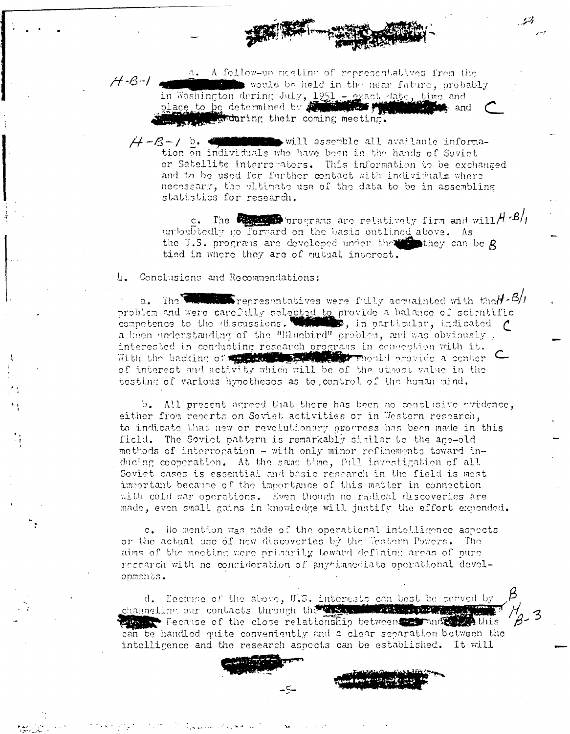a. A follow-up meeting of representatives from the ████ would be held in the near future, probably in Washington during July, 1951 - exact date, time and place to be determined by ████ ████ and ████ during their coming meeting.

b. ████ will assemble all available information on individuals who have been in the hands of Soviet or Satellite interrogators. This information to be exchanged and to be used for further contact with individuals where necessary, the ultimate use of the data to be in assembling statistics for research.

c. The ████ programs are relatively firm and will undoubtedly go forward on the basis outlined above. As the U.S. programs are developed under the ████ they can be tied in where they are of mutual interest.

4. Conclusions and Recommendations:

a. The ████ representatives were fully acquainted with the problem and were carefully selected to provide a balance of scientific competence to the discussions. ████, in particular, indicated a keen understanding of the "Bluebird" problem, and was obviously interested in conducting research programs in connection with it. With the backing of ████ should provide a center of interest and activity which will be of the utmost value in the testing of various hypotheses as to control of the human mind.

b. All present agreed that there has been no conclusive evidence, either from reports on Soviet activities or in Western research, to indicate that new or revolutionary progress has been made in this field. The Soviet pattern is remarkably similar to the age-old methods of interrogation - with only minor refinements toward inducing cooperation. At the same time, full investigation of all Soviet cases is essential and basic research in the field is most important because of the importance of this matter in connection with cold war operations. Even though no radical discoveries are made, even small gains in knowledge will justify the effort expended.

c. No mention was made of the operational intelligence aspects or the actual use of new discoveries by the Western Powers. The aims of the meeting were primarily toward defining areas of pure research with no consideration of any immediate operational developments.

d. Because of the above, U.S. interests can best be served by channeling our contacts through the ████ ████. Because of the close relationship between ████ and ████ this can be handled quite conveniently and a clear separation between the intelligence and the research aspects can be established. It will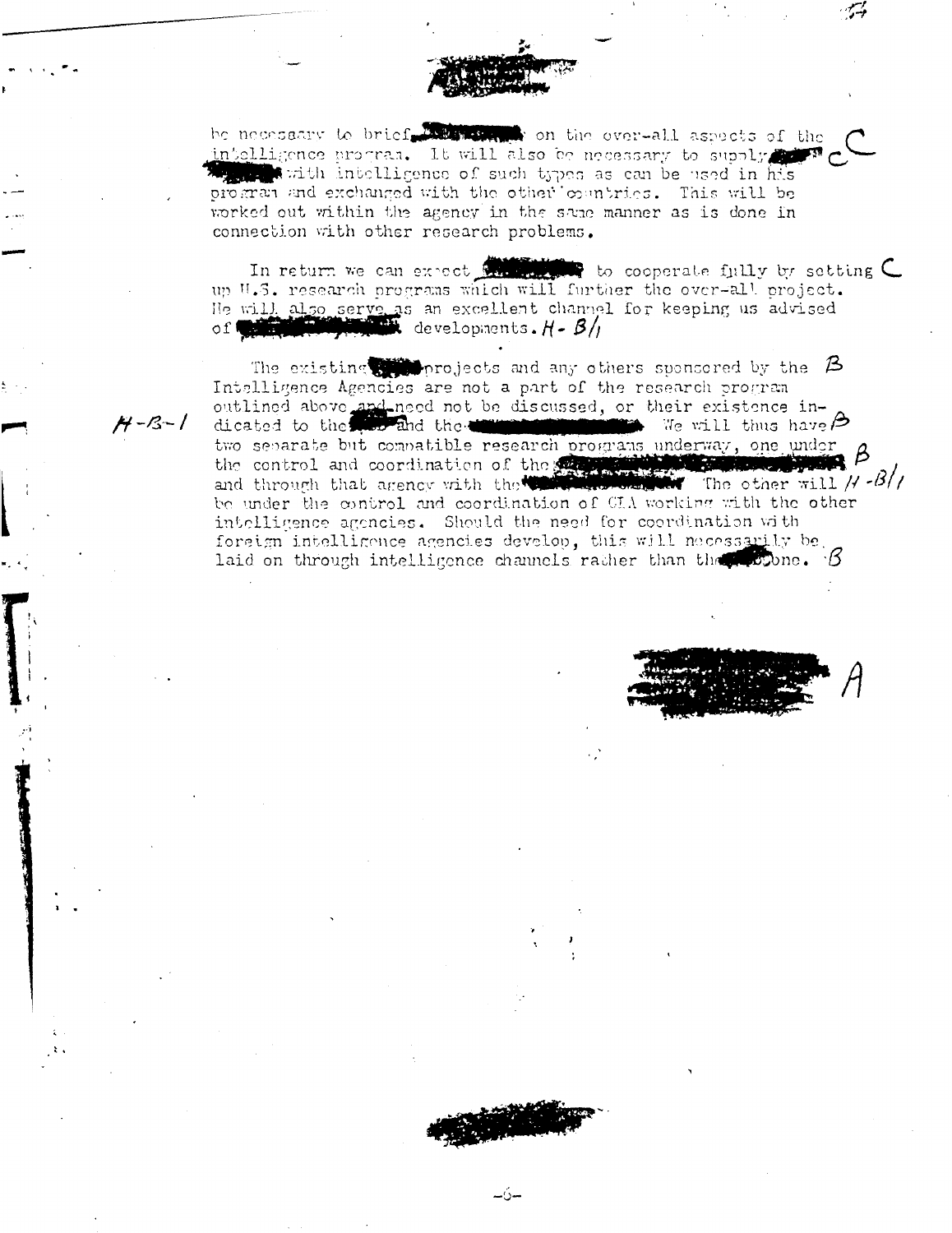be necessary to brief [redacted] on the over-all aspects of the intelligence program. It will also be necessary to supply [redacted] with intelligence of such types as can be used in his program and exchanged with the other countries. This will be worked out within the agency in the same manner as is done in connection with other research problems. C C

In return we can expect [redacted] to cooperate fully by setting up U.S. research programs which will further the over-all project. He will also serve as an excellent channel for keeping us advised of [redacted] developments. H- B/1 C

H-B-1

The existing [redacted] projects and any others sponsored by the Intelligence Agencies are not a part of the research program outlined above and need not be discussed, or their existence indicated to the [redacted] and the [redacted]. We will thus have two separate but compatible research programs underway, one under the control and coordination of the [redacted] and through that agency with the [redacted]. The other will be under the control and coordination of CIA working with the other intelligence agencies. Should the need for coordination with foreign intelligence agencies develop, this will necessarily be laid on through intelligence channels rather than the [redacted] one. B B B B H-B/1 B

A